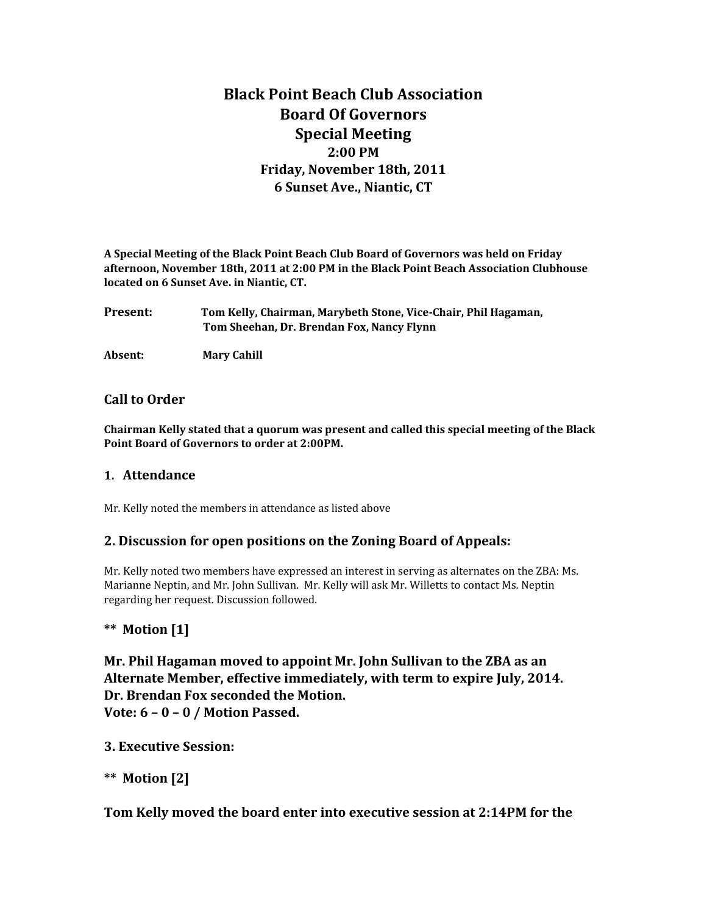# Black Point Beach Club Association
# Board Of Governors
# Special Meeting
### 2:00 PM
### Friday, November 18th, 2011
### 6 Sunset Ave., Niantic, CT

**A Special Meeting of the Black Point Beach Club Board of Governors was held on Friday afternoon, November 18th, 2011 at 2:00 PM in the Black Point Beach Association Clubhouse located on 6 Sunset Ave. in Niantic, CT.**

**Present:** **Tom Kelly, Chairman, Marybeth Stone, Vice-Chair, Phil Hagaman, Tom Sheehan, Dr. Brendan Fox, Nancy Flynn**

**Absent:** **Mary Cahill**

## Call to Order

**Chairman Kelly stated that a quorum was present and called this special meeting of the Black Point Board of Governors to order at 2:00PM.**

## 1. Attendance

Mr. Kelly noted the members in attendance as listed above

## 2. Discussion for open positions on the Zoning Board of Appeals:

Mr. Kelly noted two members have expressed an interest in serving as alternates on the ZBA: Ms. Marianne Neptin, and Mr. John Sullivan. Mr. Kelly will ask Mr. Willetts to contact Ms. Neptin regarding her request. Discussion followed.

## ** Motion [1]

**Mr. Phil Hagaman moved to appoint Mr. John Sullivan to the ZBA as an Alternate Member, effective immediately, with term to expire July, 2014.**
**Dr. Brendan Fox seconded the Motion.**
**Vote: 6 – 0 – 0 / Motion Passed.**

## 3. Executive Session:

## ** Motion [2]

**Tom Kelly moved the board enter into executive session at 2:14PM for the**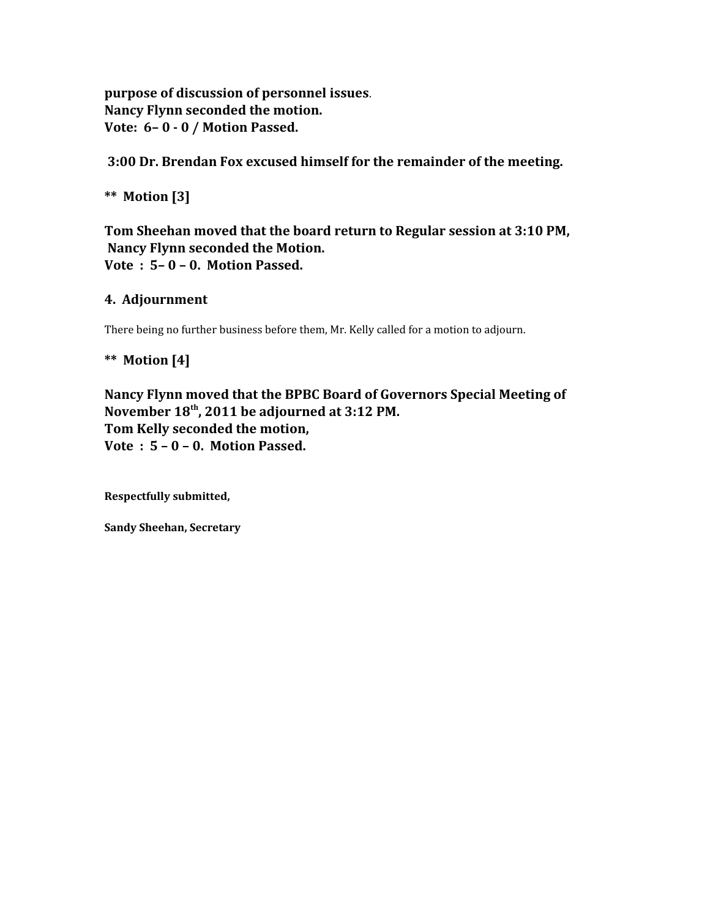**purpose of discussion of personnel issues**.
**Nancy Flynn seconded the motion.**
**Vote: 6– 0 - 0 / Motion Passed.**

**3:00 Dr. Brendan Fox excused himself for the remainder of the meeting.**

**** Motion [3]**

**Tom Sheehan moved that the board return to Regular session at 3:10 PM,**
**Nancy Flynn seconded the Motion.**
**Vote : 5– 0 – 0. Motion Passed.**

**4. Adjournment**

There being no further business before them, Mr. Kelly called for a motion to adjourn.

**** Motion [4]**

**Nancy Flynn moved that the BPBC Board of Governors Special Meeting of November 18th, 2011 be adjourned at 3:12 PM.**
**Tom Kelly seconded the motion,**
**Vote : 5 – 0 – 0. Motion Passed.**

**Respectfully submitted,**

**Sandy Sheehan, Secretary**